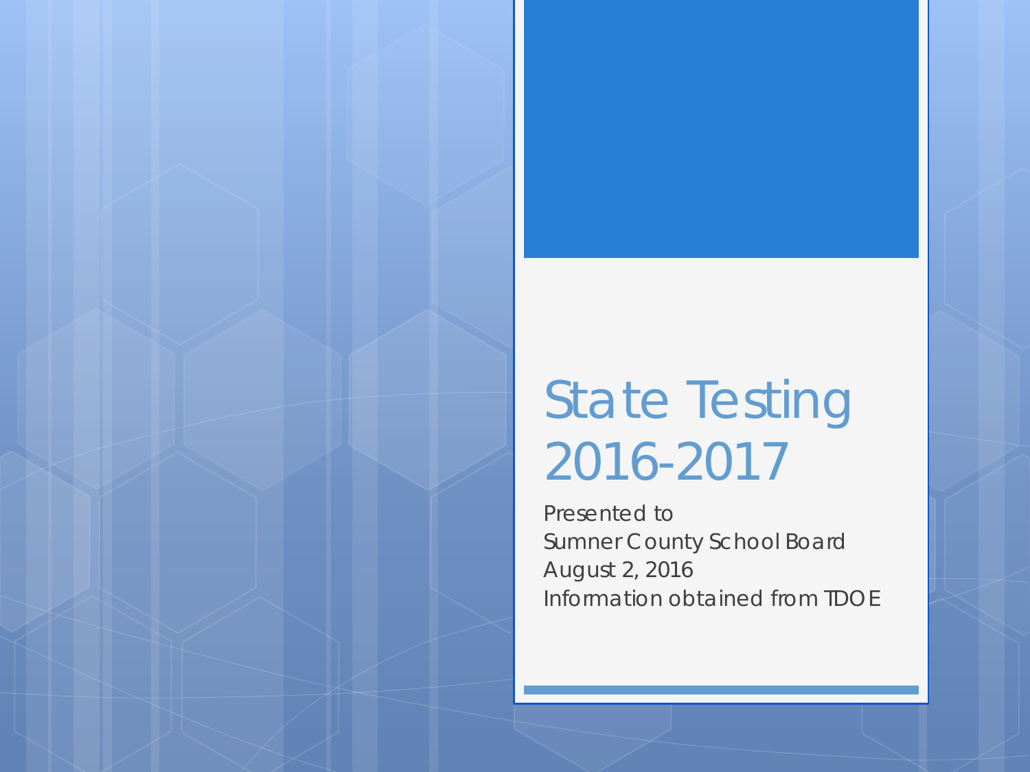# State Testing 2016-2017

Presented to
Sumner County School Board
August 2, 2016
Information obtained from TDOE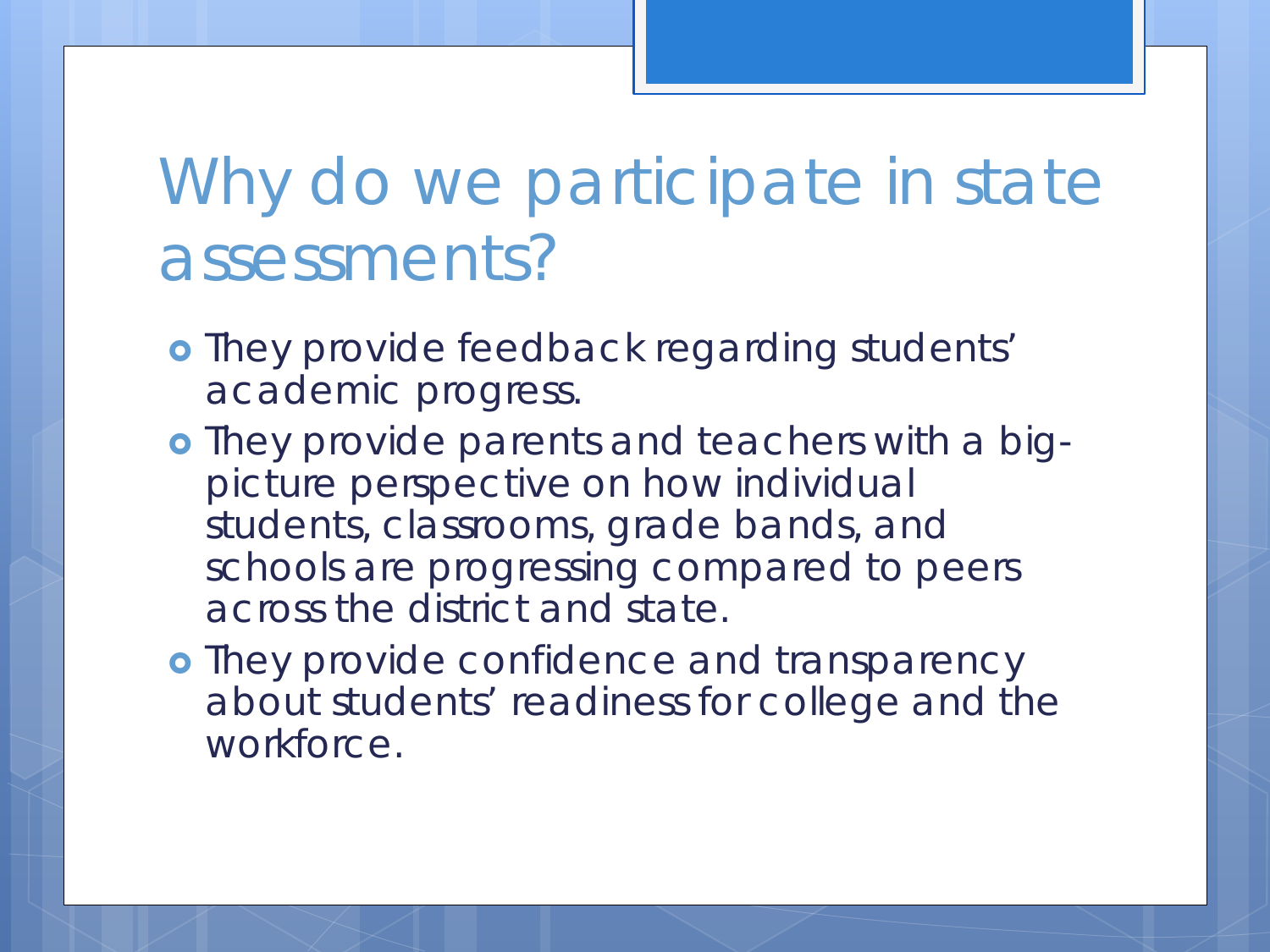# Why do we participate in state assessments?

- They provide feedback regarding students' academic progress.
- They provide parents and teachers with a big-picture perspective on how individual students, classrooms, grade bands, and schools are progressing compared to peers across the district and state.
- They provide confidence and transparency about students' readiness for college and the workforce.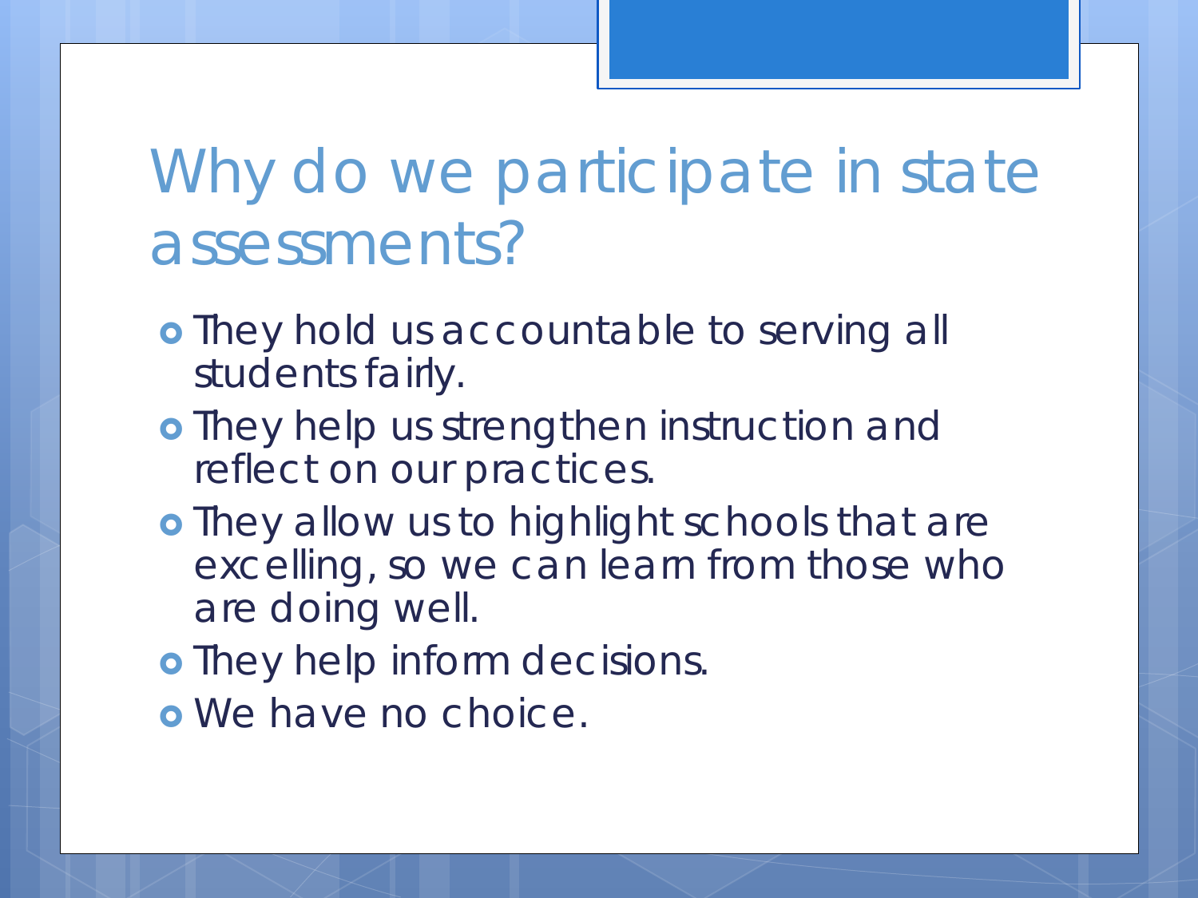# Why do we participate in state assessments?

- They hold us accountable to serving all students fairly.
- They help us strengthen instruction and reflect on our practices.
- They allow us to highlight schools that are excelling, so we can learn from those who are doing well.
- They help inform decisions.
- We have no choice.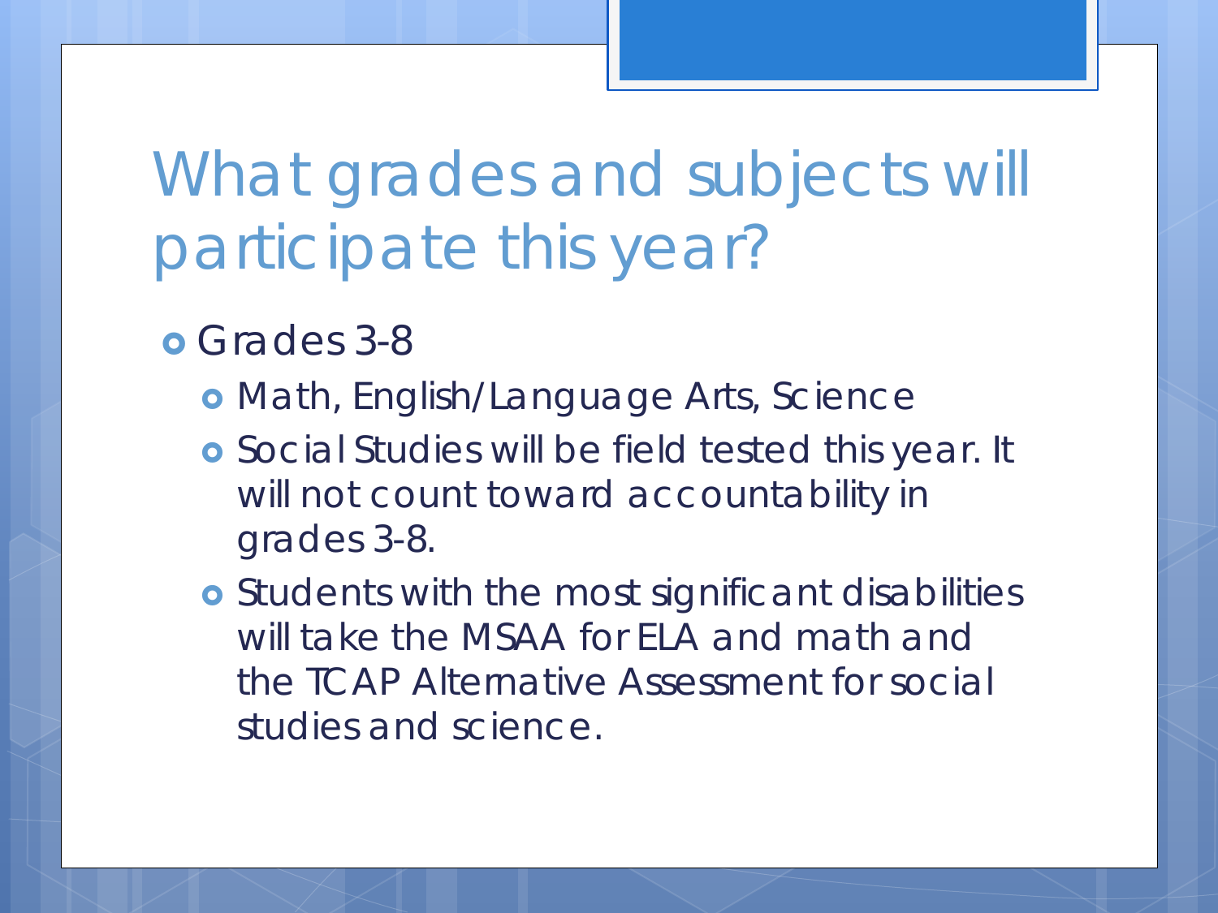# What grades and subjects will participate this year?

- Grades 3-8
  - Math, English/Language Arts, Science
  - Social Studies will be field tested this year. It will not count toward accountability in grades 3-8.
  - Students with the most significant disabilities will take the MSAA for ELA and math and the TCAP Alternative Assessment for social studies and science.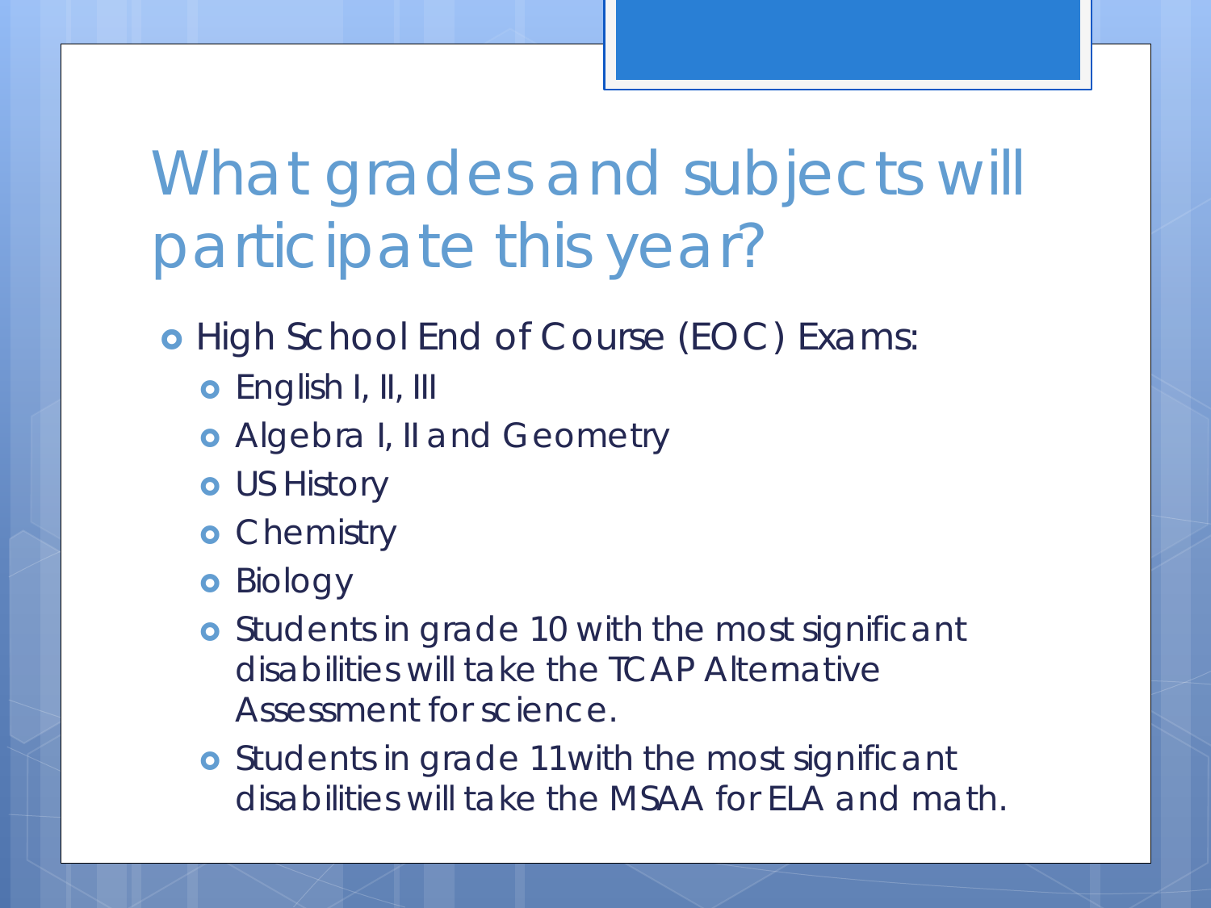# What grades and subjects will participate this year?

- High School End of Course (EOC) Exams:
  - English I, II, III
  - Algebra I, II and Geometry
  - US History
  - Chemistry
  - Biology
  - Students in grade 10 with the most significant disabilities will take the TCAP Alternative Assessment for science.
  - Students in grade 11with the most significant disabilities will take the MSAA for ELA and math.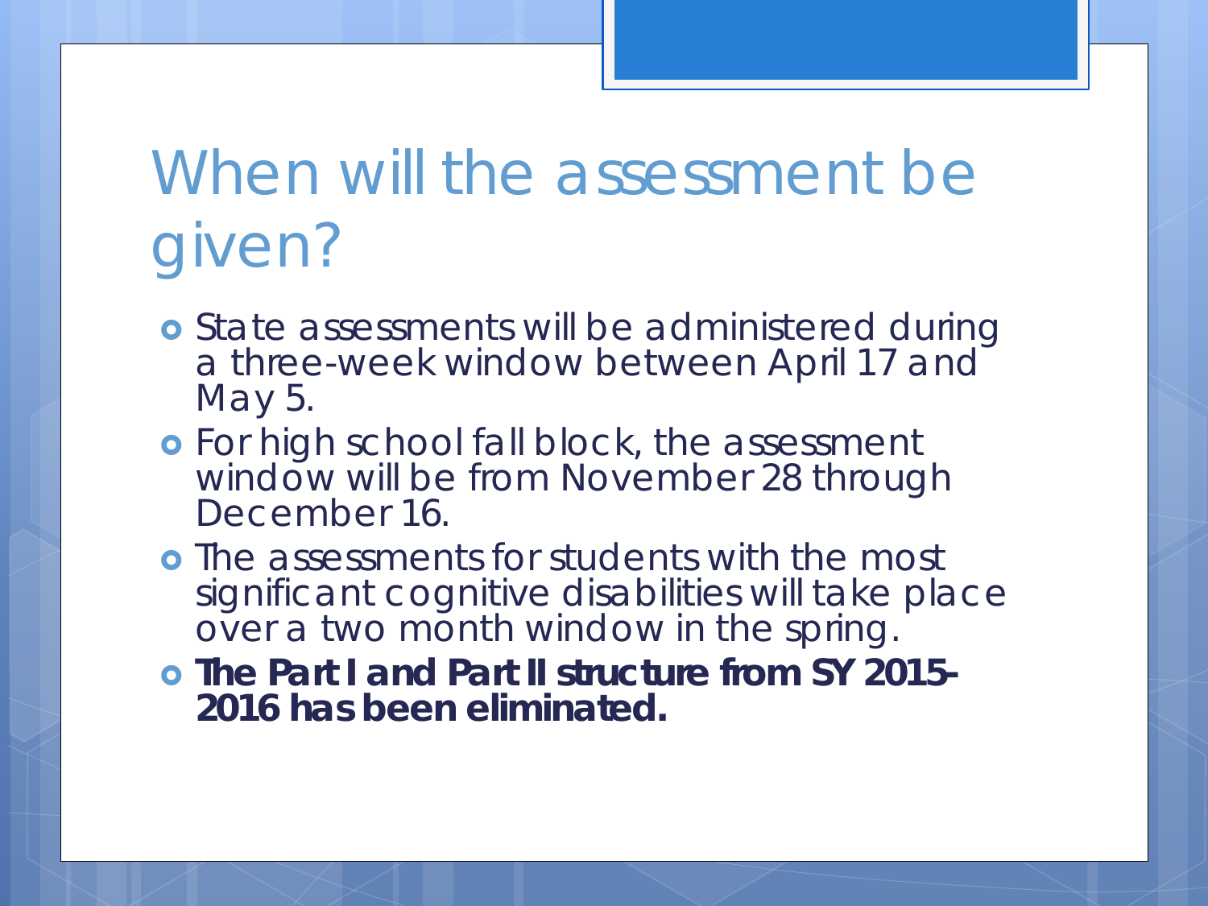# When will the assessment be given?

- State assessments will be administered during a three-week window between April 17 and May 5.
- For high school fall block, the assessment window will be from November 28 through December 16.
- The assessments for students with the most significant cognitive disabilities will take place over a two month window in the spring.
- **The Part I and Part II structure from SY 2015-2016 has been eliminated.**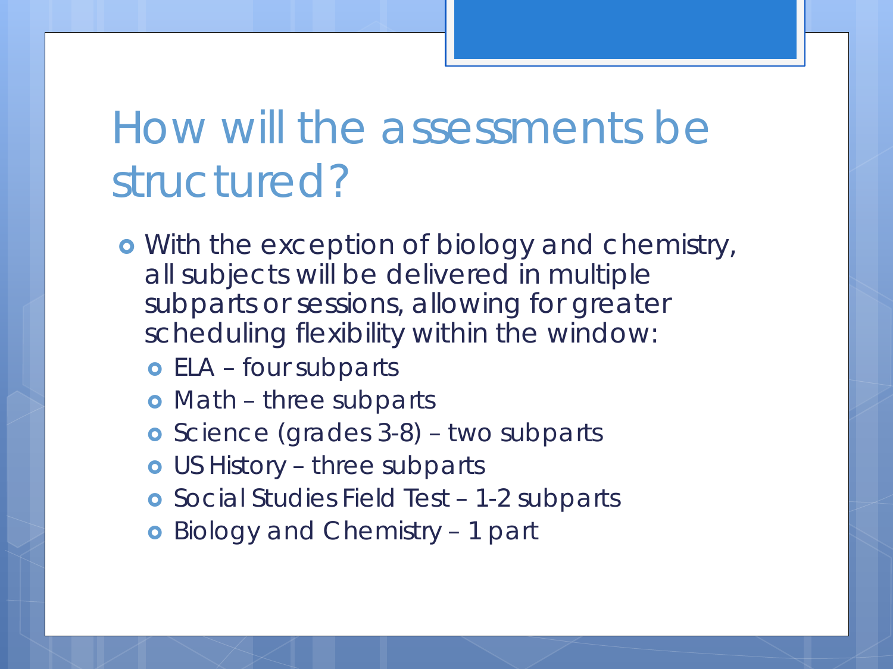# How will the assessments be structured?

- With the exception of biology and chemistry, all subjects will be delivered in multiple subparts or sessions, allowing for greater scheduling flexibility within the window:
  - ELA – four subparts
  - Math – three subparts
  - Science (grades 3-8) – two subparts
  - US History – three subparts
  - Social Studies Field Test – 1-2 subparts
  - Biology and Chemistry – 1 part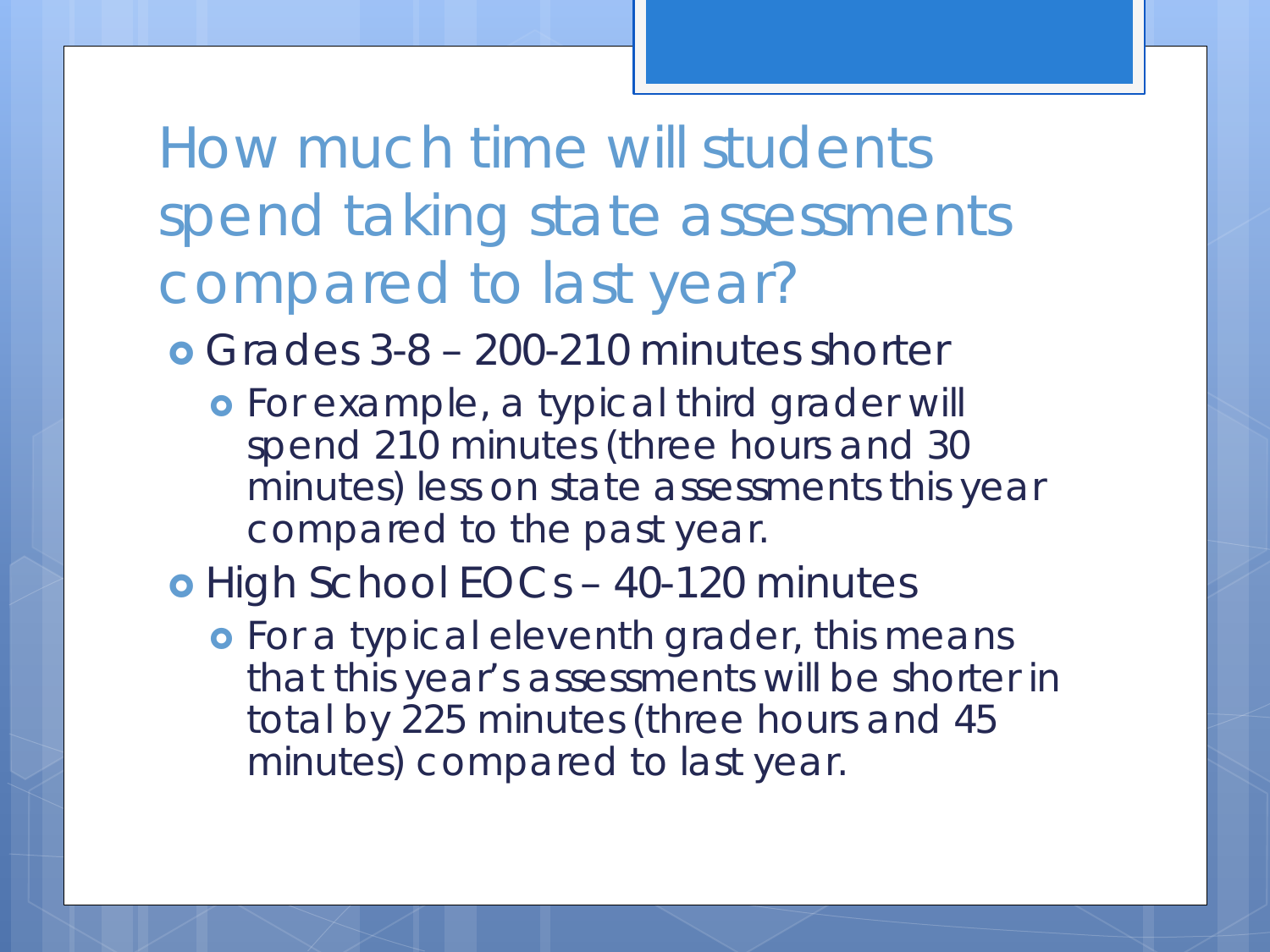# How much time will students spend taking state assessments compared to last year?

- Grades 3-8 – 200-210 minutes shorter
  - For example, a typical third grader will spend 210 minutes (three hours and 30 minutes) less on state assessments this year compared to the past year.
- High School EOCs – 40-120 minutes
  - For a typical eleventh grader, this means that this year's assessments will be shorter in total by 225 minutes (three hours and 45 minutes) compared to last year.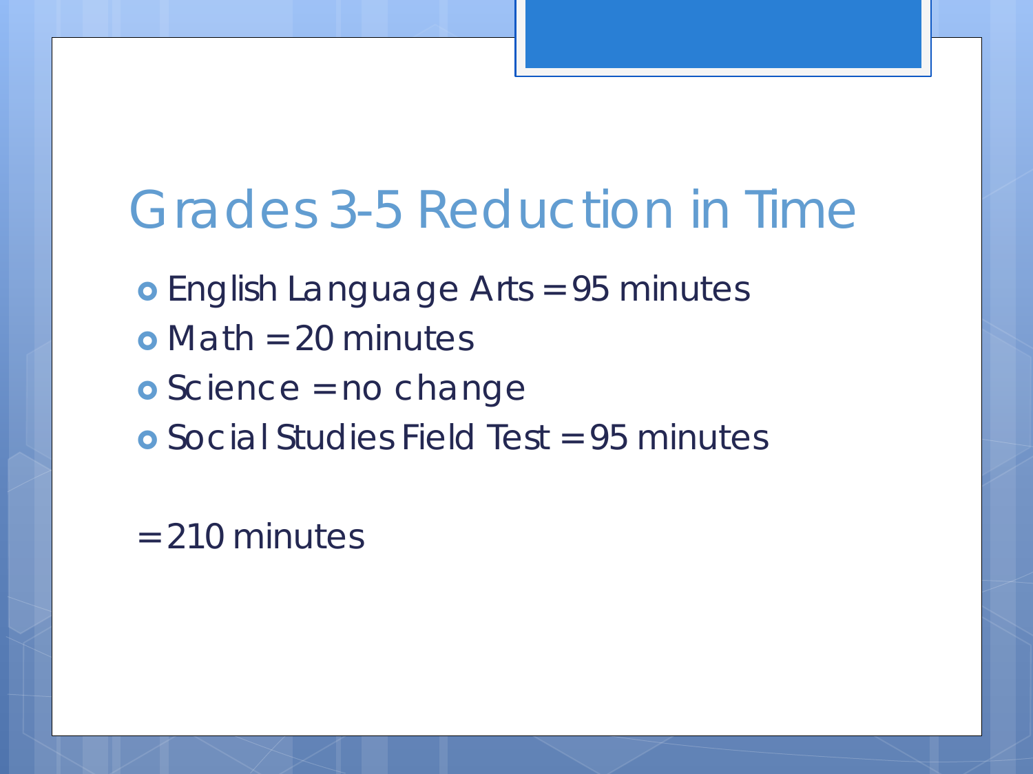# Grades 3-5 Reduction in Time

- English Language Arts = 95 minutes
- Math = 20 minutes
- Science = no change
- Social Studies Field Test = 95 minutes

= 210 minutes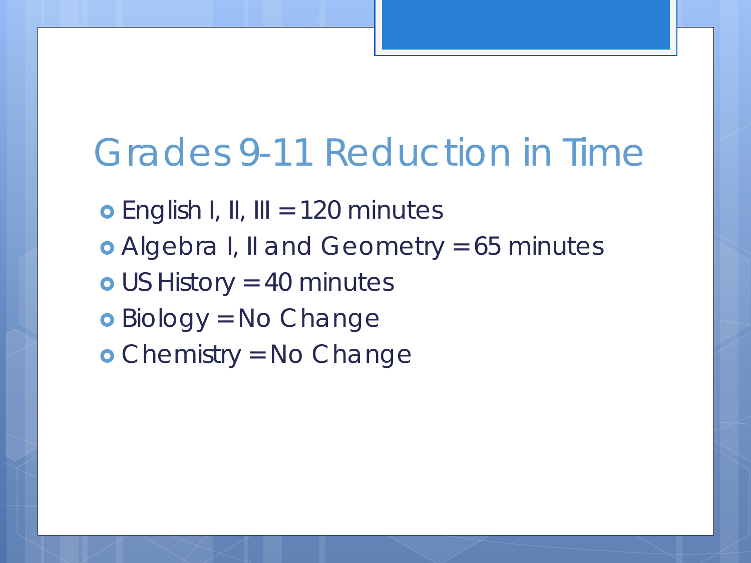# Grades 9-11 Reduction in Time

- English I, II, III = 120 minutes
- Algebra I, II and Geometry = 65 minutes
- US History = 40 minutes
- Biology = No Change
- Chemistry = No Change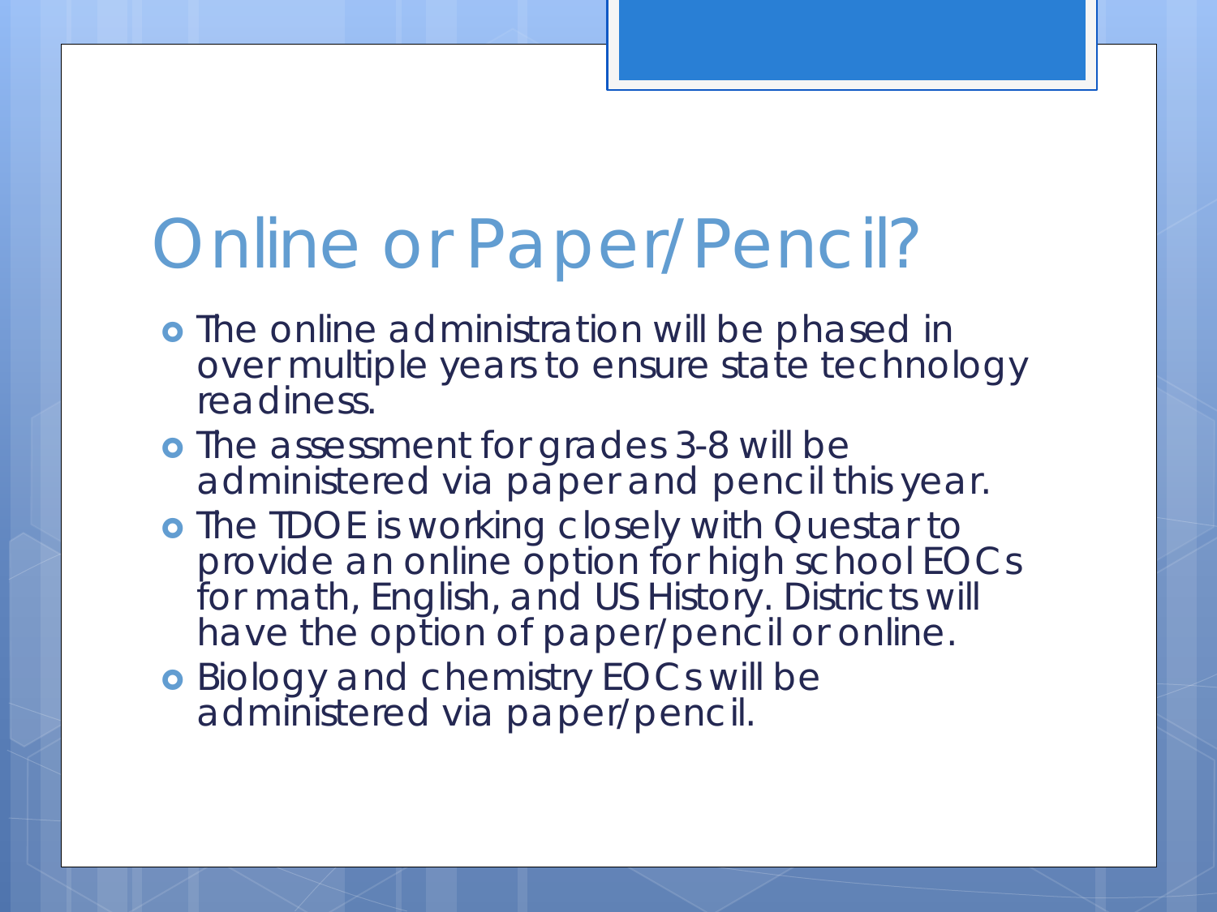# Online or Paper/Pencil?

- The online administration will be phased in over multiple years to ensure state technology readiness.
- The assessment for grades 3-8 will be administered via paper and pencil this year.
- The TDOE is working closely with Questar to provide an online option for high school EOCs for math, English, and US History. Districts will have the option of paper/pencil or online.
- Biology and chemistry EOCs will be administered via paper/pencil.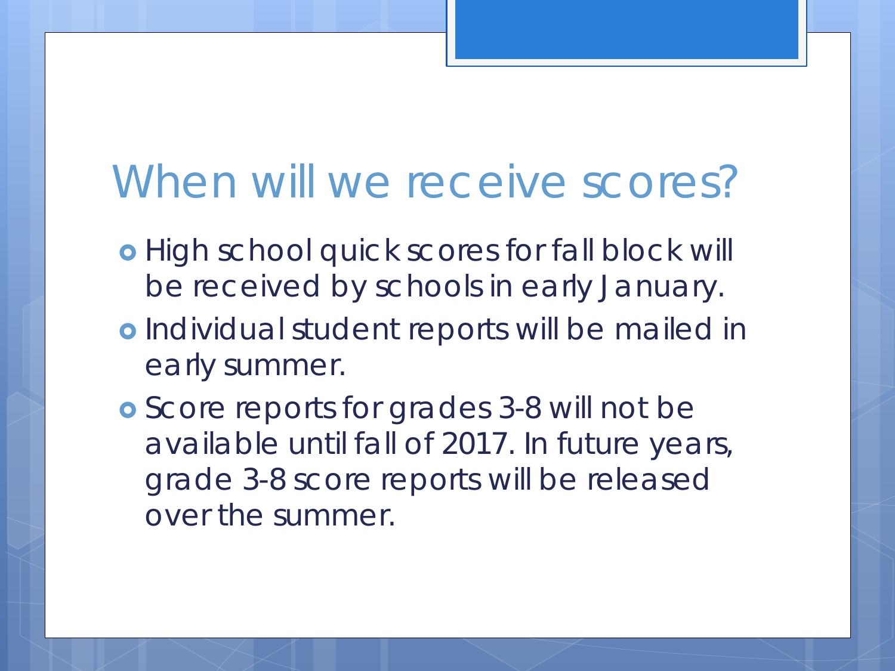# When will we receive scores?

- High school quick scores for fall block will be received by schools in early January.
- Individual student reports will be mailed in early summer.
- Score reports for grades 3-8 will not be available until fall of 2017. In future years, grade 3-8 score reports will be released over the summer.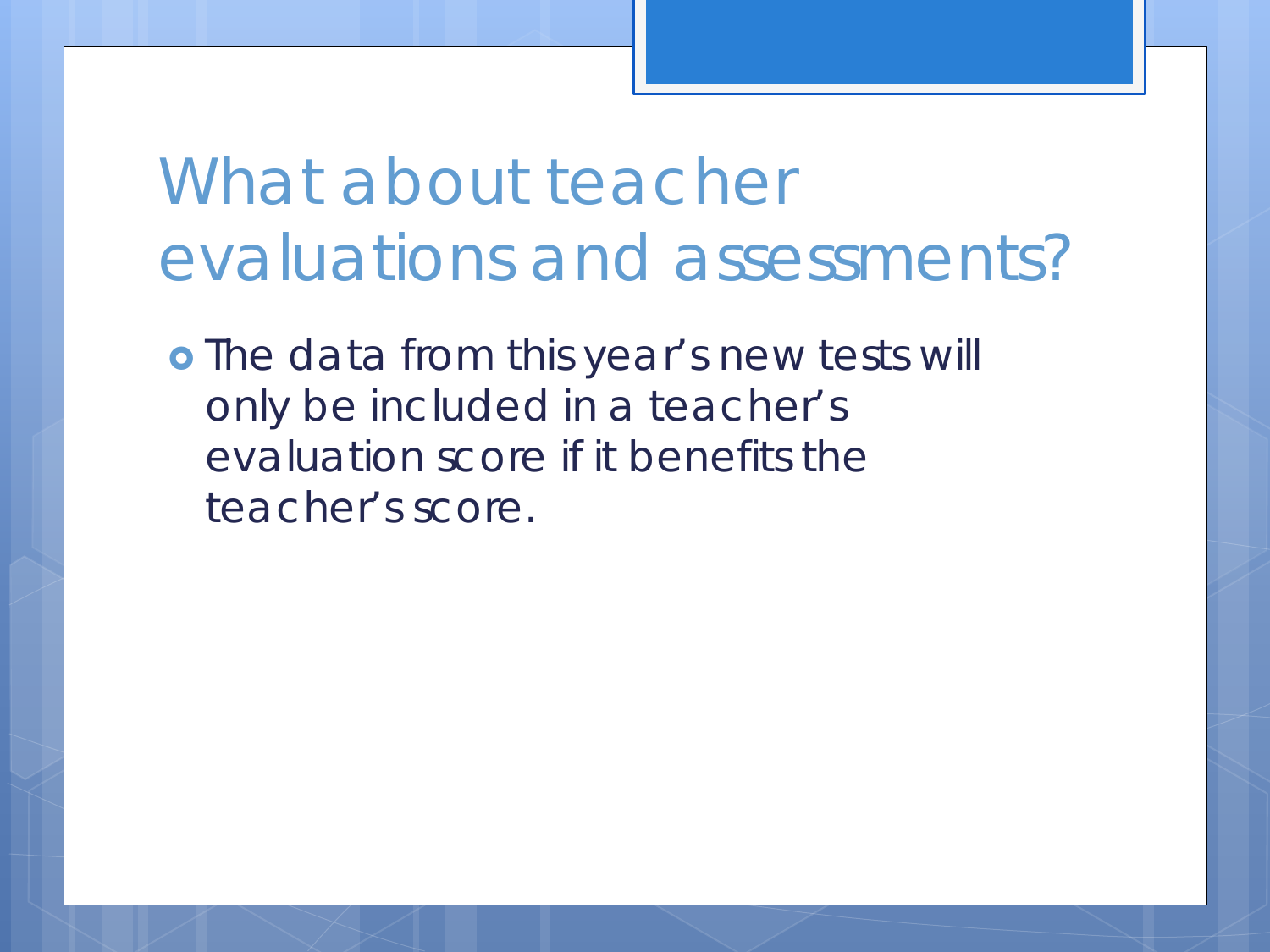# What about teacher evaluations and assessments?

- The data from this year's new tests will only be included in a teacher's evaluation score if it benefits the teacher's score.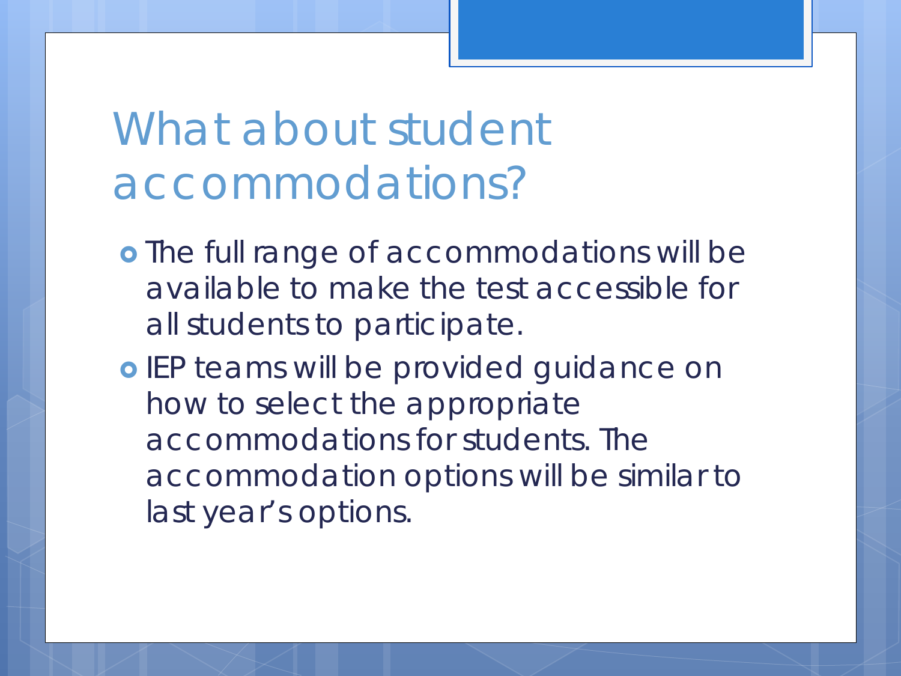# What about student accommodations?

- The full range of accommodations will be available to make the test accessible for all students to participate.
- IEP teams will be provided guidance on how to select the appropriate accommodations for students. The accommodation options will be similar to last year's options.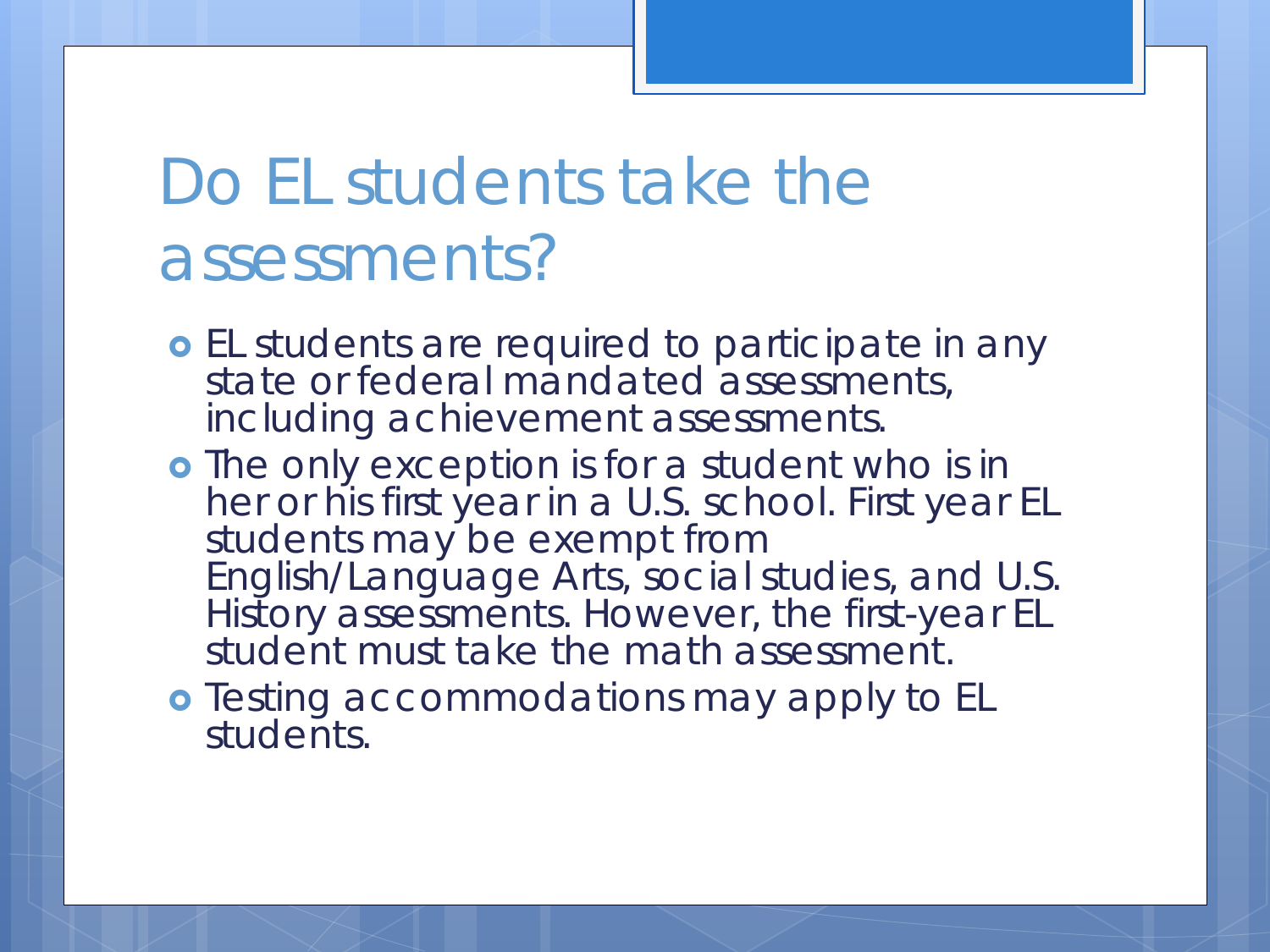# Do EL students take the assessments?

- EL students are required to participate in any state or federal mandated assessments, including achievement assessments.
- The only exception is for a student who is in her or his first year in a U.S. school. First year EL students may be exempt from English/Language Arts, social studies, and U.S. History assessments. However, the first-year EL student must take the math assessment.
- Testing accommodations may apply to EL students.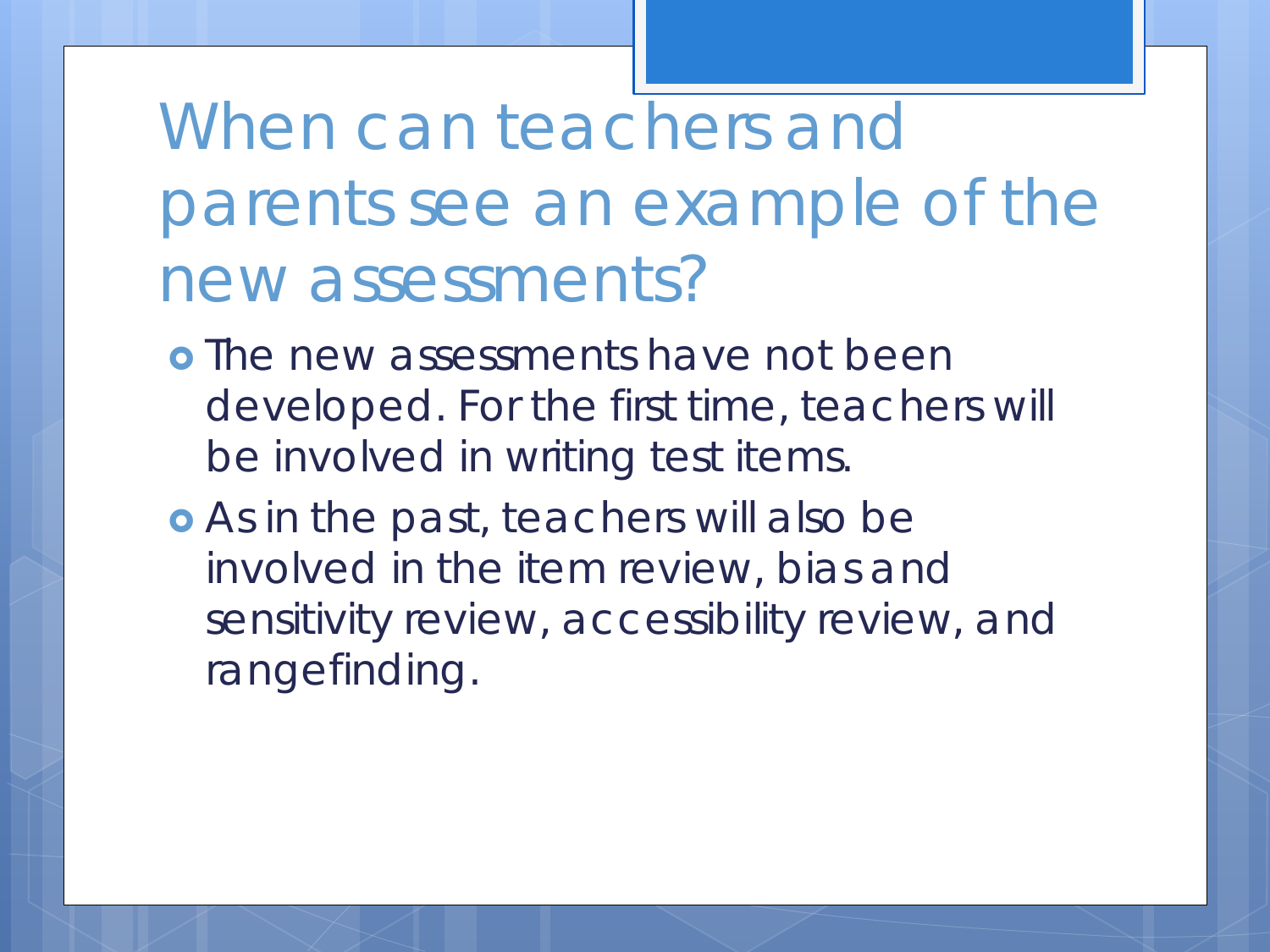# When can teachers and parents see an example of the new assessments?

- The new assessments have not been developed. For the first time, teachers will be involved in writing test items.
- As in the past, teachers will also be involved in the item review, bias and sensitivity review, accessibility review, and rangefinding.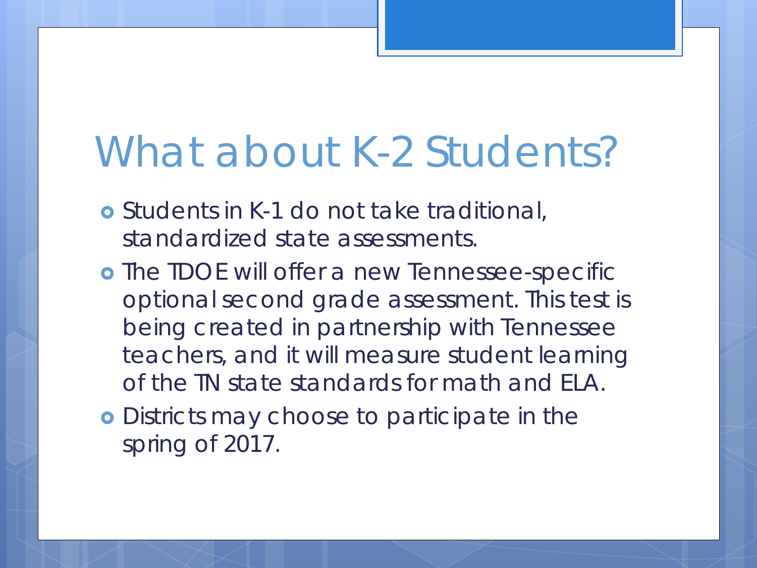# What about K-2 Students?

- Students in K-1 do not take traditional, standardized state assessments.
- The TDOE will offer a new Tennessee-specific optional second grade assessment. This test is being created in partnership with Tennessee teachers, and it will measure student learning of the TN state standards for math and ELA.
- Districts may choose to participate in the spring of 2017.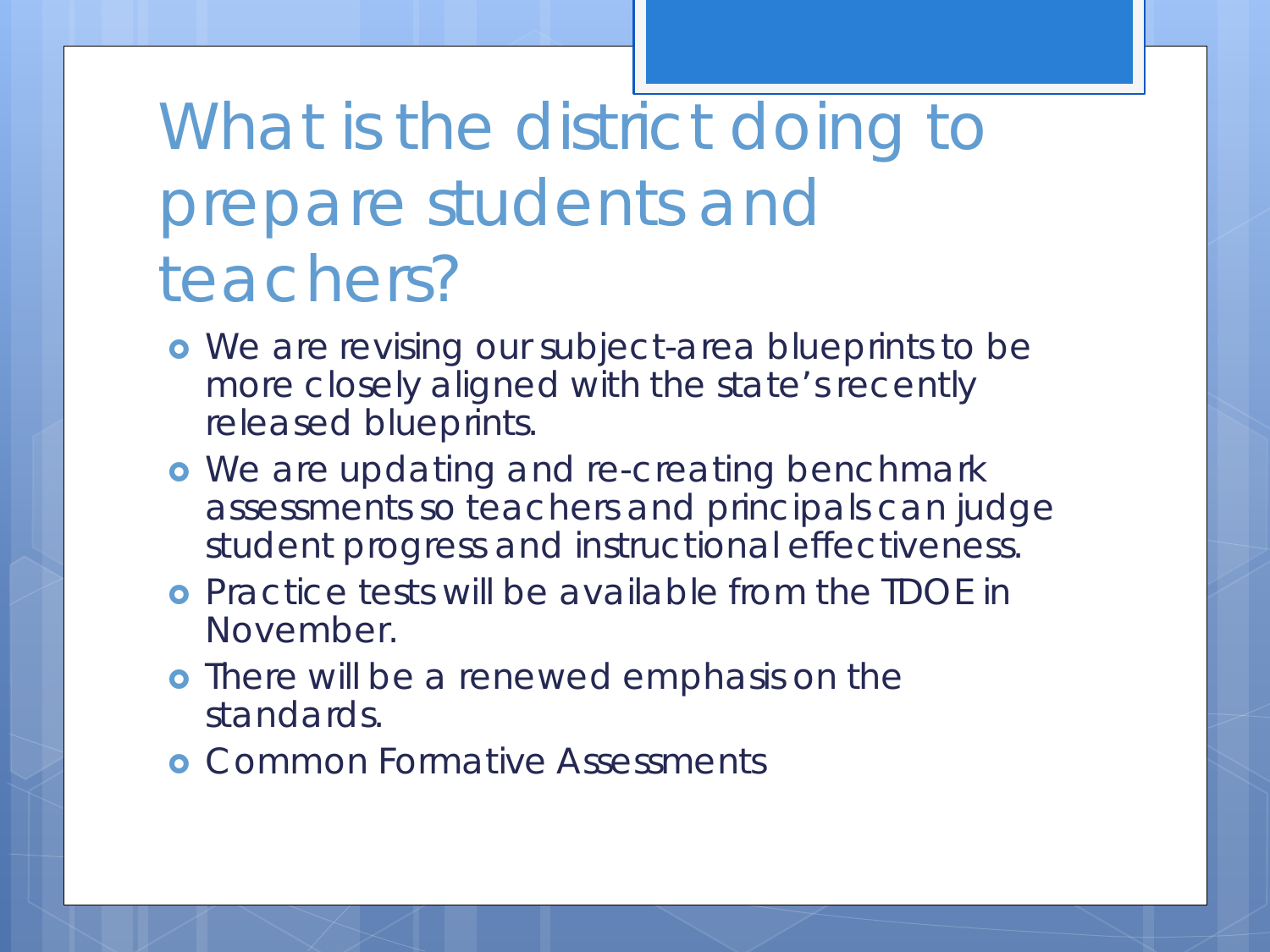# What is the district doing to prepare students and teachers?

- We are revising our subject-area blueprints to be more closely aligned with the state's recently released blueprints.
- We are updating and re-creating benchmark assessments so teachers and principals can judge student progress and instructional effectiveness.
- Practice tests will be available from the TDOE in November.
- There will be a renewed emphasis on the standards.
- Common Formative Assessments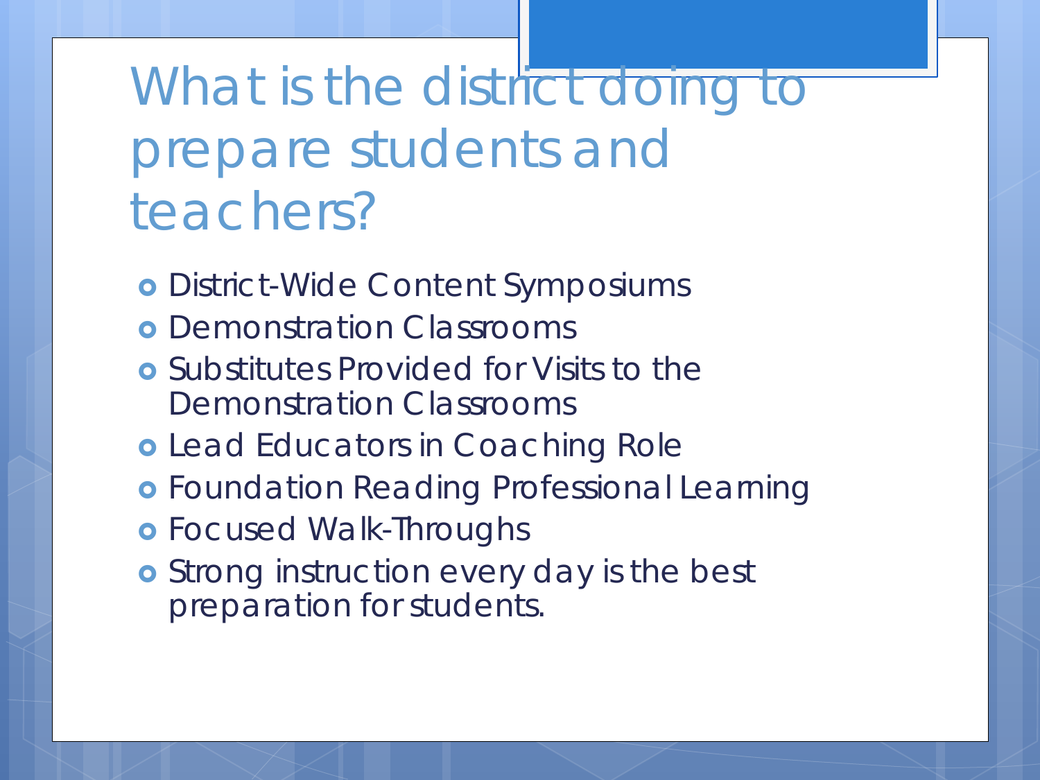# What is the district doing to prepare students and teachers?

- District-Wide Content Symposiums
- Demonstration Classrooms
- Substitutes Provided for Visits to the Demonstration Classrooms
- Lead Educators in Coaching Role
- Foundation Reading Professional Learning
- Focused Walk-Throughs
- Strong instruction every day is the best preparation for students.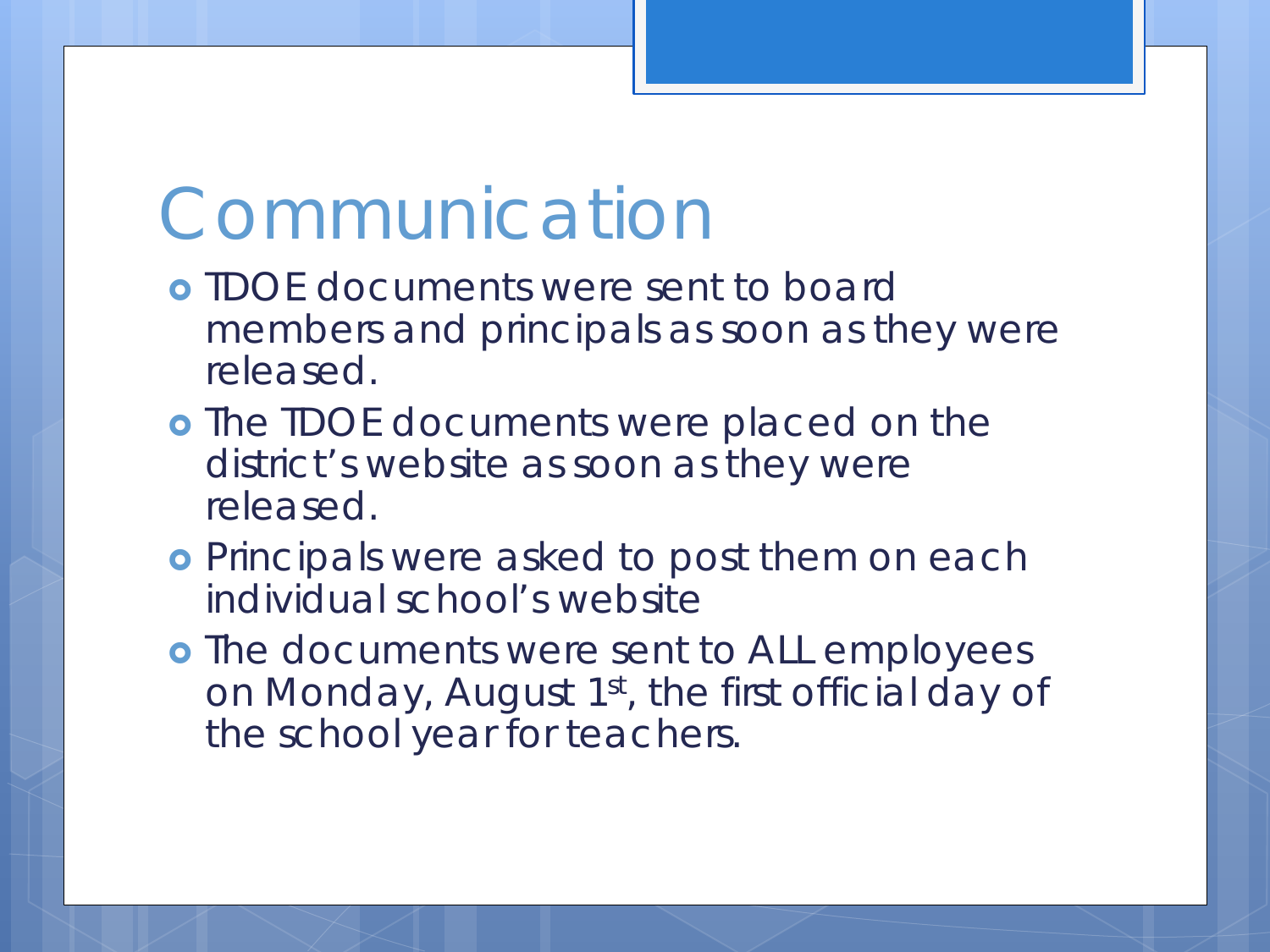# Communication

- TDOE documents were sent to board members and principals as soon as they were released.
- The TDOE documents were placed on the district's website as soon as they were released.
- Principals were asked to post them on each individual school's website
- The documents were sent to ALL employees on Monday, August 1st, the first official day of the school year for teachers.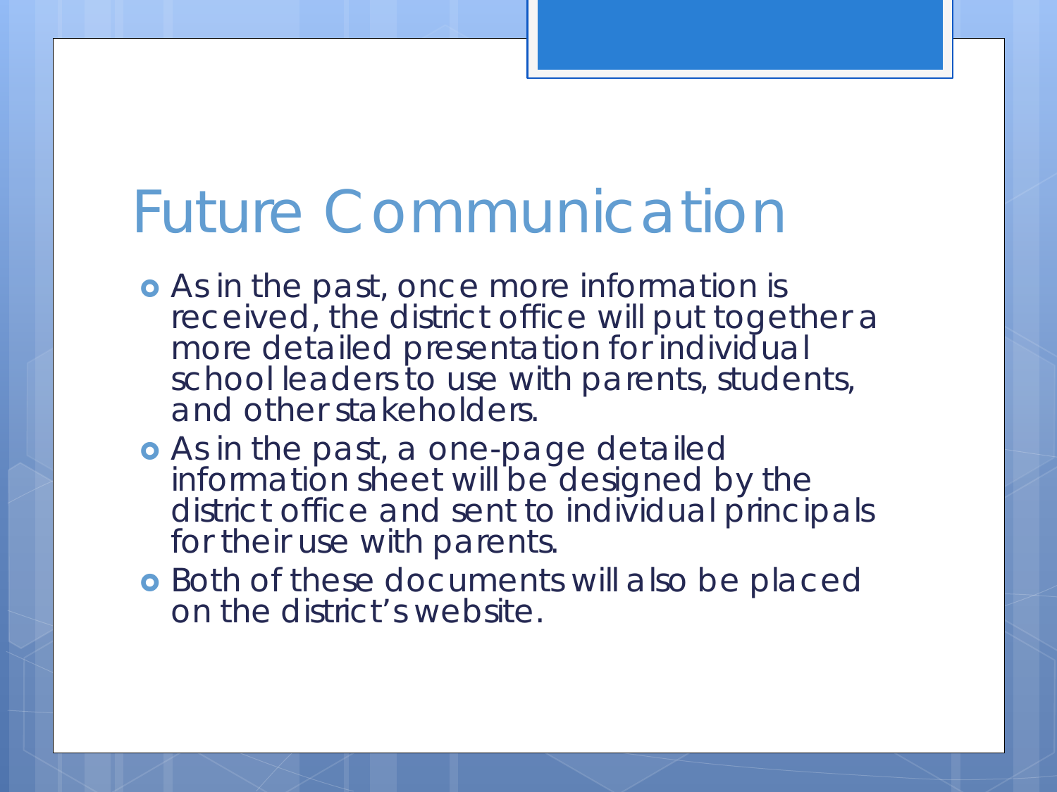# Future Communication

- As in the past, once more information is received, the district office will put together a more detailed presentation for individual school leaders to use with parents, students, and other stakeholders.
- As in the past, a one-page detailed information sheet will be designed by the district office and sent to individual principals for their use with parents.
- Both of these documents will also be placed on the district's website.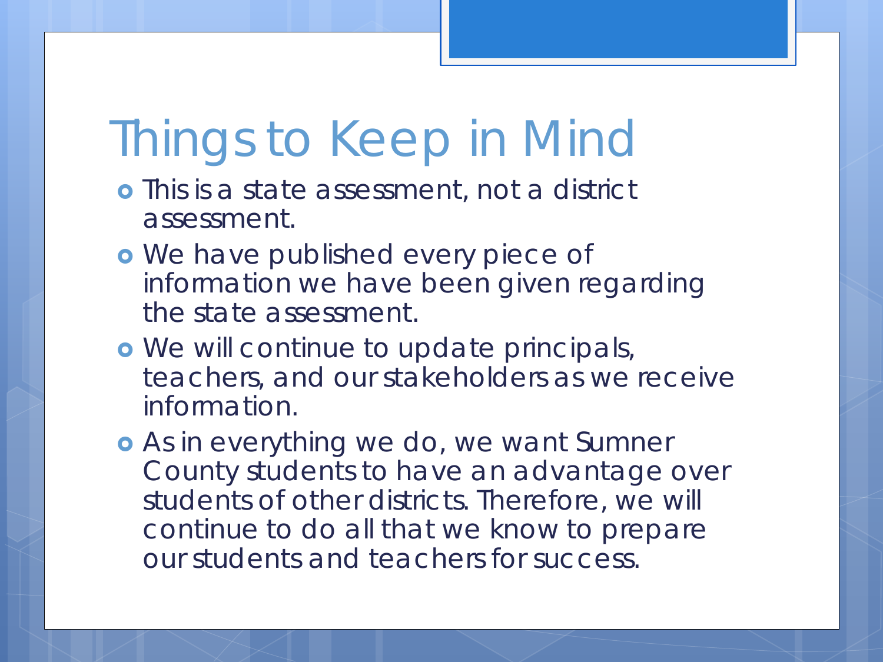# Things to Keep in Mind

- This is a state assessment, not a district assessment.
- We have published every piece of information we have been given regarding the state assessment.
- We will continue to update principals, teachers, and our stakeholders as we receive information.
- As in everything we do, we want Sumner County students to have an advantage over students of other districts. Therefore, we will continue to do all that we know to prepare our students and teachers for success.